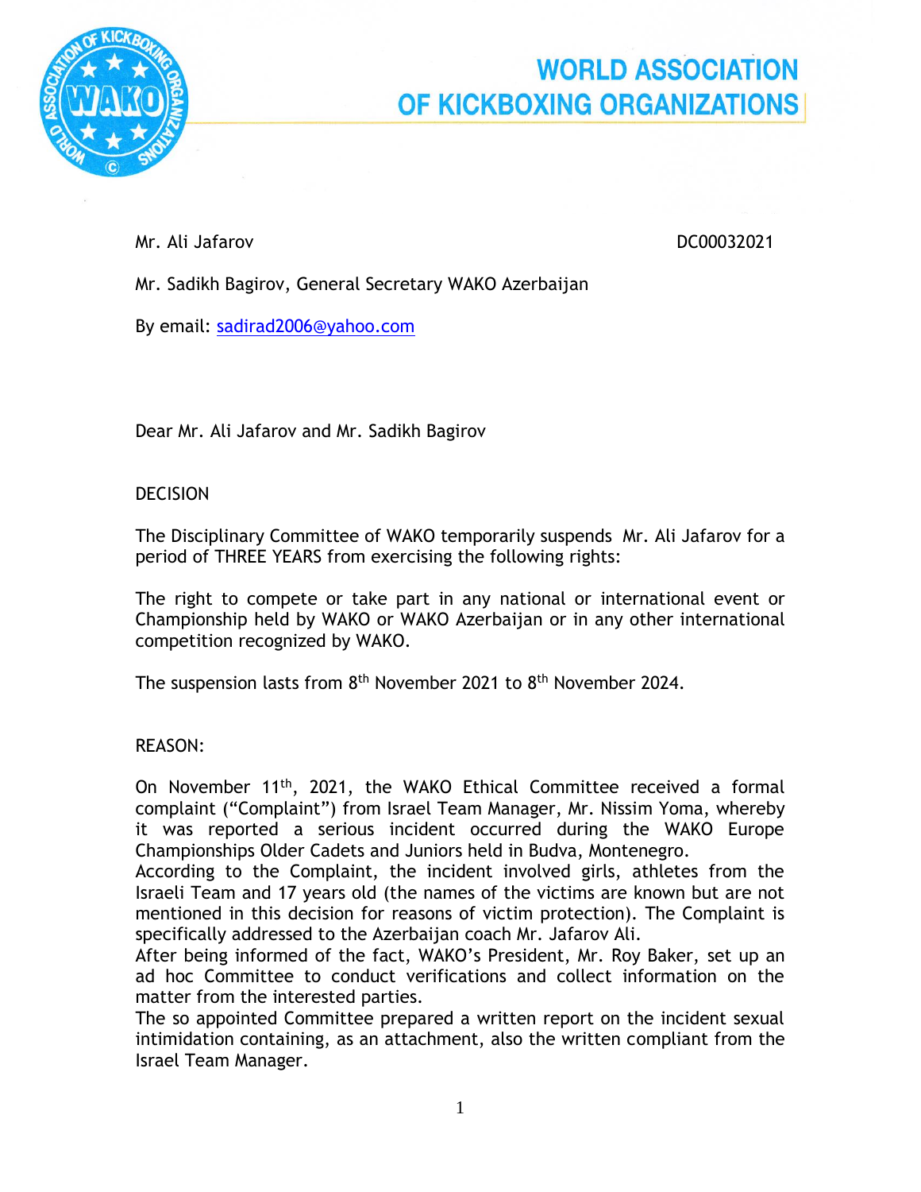# WORLD ASSOCIATION OF KICKBOXING ORGANIZATIONS

Mr. Ali Jafarov DC00032021

Mr. Sadikh Bagirov, General Secretary WAKO Azerbaijan

By email: sadirad2006@yahoo.com

Dear Mr. Ali Jafarov and Mr. Sadikh Bagirov

DECISION

The Disciplinary Committee of WAKO temporarily suspends Mr. Ali Jafarov for a period of THREE YEARS from exercising the following rights:

The right to compete or take part in any national or international event or Championship held by WAKO or WAKO Azerbaijan or in any other international competition recognized by WAKO.

The suspension lasts from 8th November 2021 to 8th November 2024.

REASON:

On November 11th, 2021, the WAKO Ethical Committee received a formal complaint ("Complaint") from Israel Team Manager, Mr. Nissim Yoma, whereby it was reported a serious incident occurred during the WAKO Europe Championships Older Cadets and Juniors held in Budva, Montenegro.
According to the Complaint, the incident involved girls, athletes from the Israeli Team and 17 years old (the names of the victims are known but are not mentioned in this decision for reasons of victim protection). The Complaint is specifically addressed to the Azerbaijan coach Mr. Jafarov Ali.
After being informed of the fact, WAKO's President, Mr. Roy Baker, set up an ad hoc Committee to conduct verifications and collect information on the matter from the interested parties.
The so appointed Committee prepared a written report on the incident sexual intimidation containing, as an attachment, also the written compliant from the Israel Team Manager.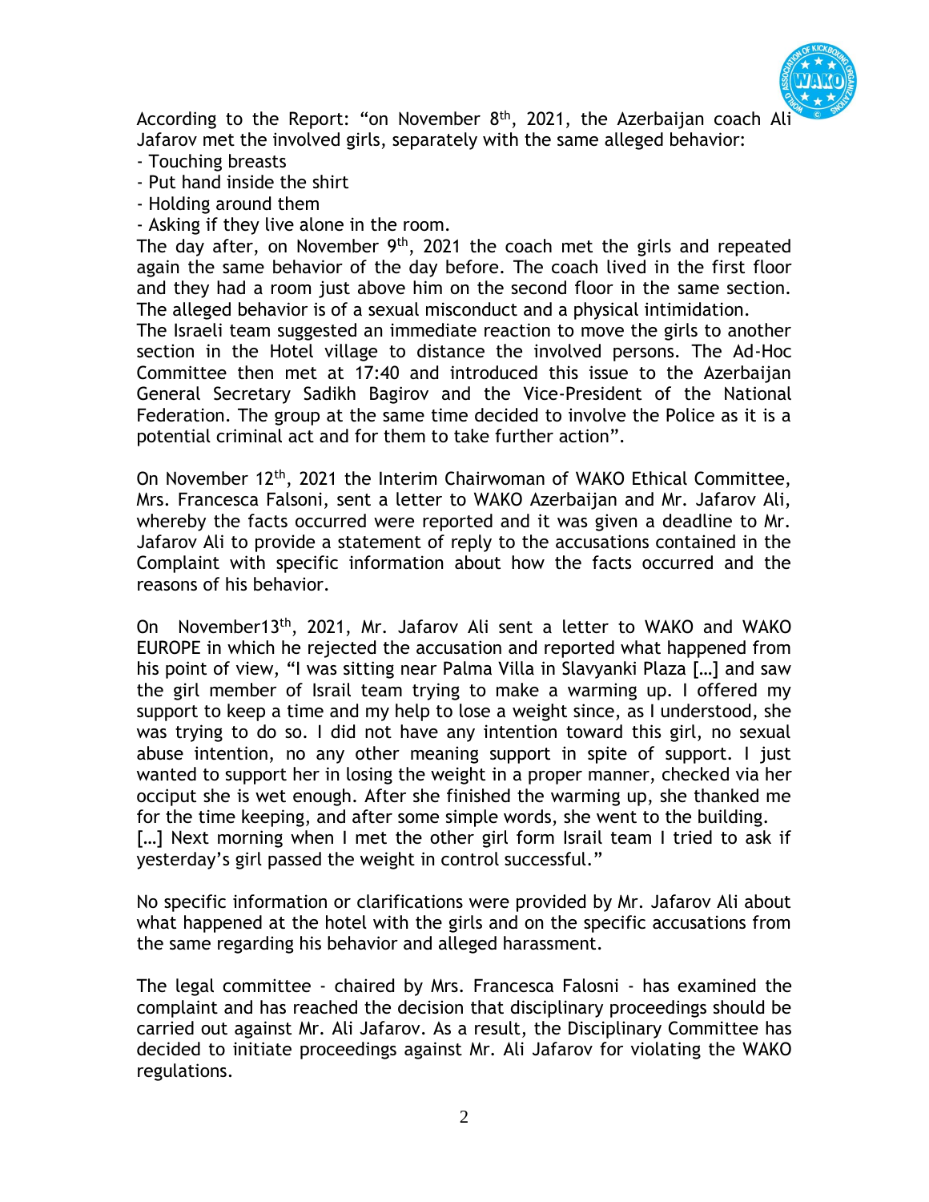According to the Report: "on November 8th, 2021, the Azerbaijan coach Ali Jafarov met the involved girls, separately with the same alleged behavior:

- Touching breasts
- Put hand inside the shirt
- Holding around them
- Asking if they live alone in the room.

The day after, on November 9th, 2021 the coach met the girls and repeated again the same behavior of the day before. The coach lived in the first floor and they had a room just above him on the second floor in the same section. The alleged behavior is of a sexual misconduct and a physical intimidation.
The Israeli team suggested an immediate reaction to move the girls to another section in the Hotel village to distance the involved persons. The Ad-Hoc Committee then met at 17:40 and introduced this issue to the Azerbaijan General Secretary Sadikh Bagirov and the Vice-President of the National Federation. The group at the same time decided to involve the Police as it is a potential criminal act and for them to take further action".

On November 12th, 2021 the Interim Chairwoman of WAKO Ethical Committee, Mrs. Francesca Falsoni, sent a letter to WAKO Azerbaijan and Mr. Jafarov Ali, whereby the facts occurred were reported and it was given a deadline to Mr. Jafarov Ali to provide a statement of reply to the accusations contained in the Complaint with specific information about how the facts occurred and the reasons of his behavior.

On November13th, 2021, Mr. Jafarov Ali sent a letter to WAKO and WAKO EUROPE in which he rejected the accusation and reported what happened from his point of view, "I was sitting near Palma Villa in Slavyanki Plaza […] and saw the girl member of Israil team trying to make a warming up. I offered my support to keep a time and my help to lose a weight since, as I understood, she was trying to do so. I did not have any intention toward this girl, no sexual abuse intention, no any other meaning support in spite of support. I just wanted to support her in losing the weight in a proper manner, checked via her occiput she is wet enough. After she finished the warming up, she thanked me for the time keeping, and after some simple words, she went to the building.
[…] Next morning when I met the other girl form Israil team I tried to ask if yesterday's girl passed the weight in control successful."

No specific information or clarifications were provided by Mr. Jafarov Ali about what happened at the hotel with the girls and on the specific accusations from the same regarding his behavior and alleged harassment.

The legal committee - chaired by Mrs. Francesca Falosni - has examined the complaint and has reached the decision that disciplinary proceedings should be carried out against Mr. Ali Jafarov. As a result, the Disciplinary Committee has decided to initiate proceedings against Mr. Ali Jafarov for violating the WAKO regulations.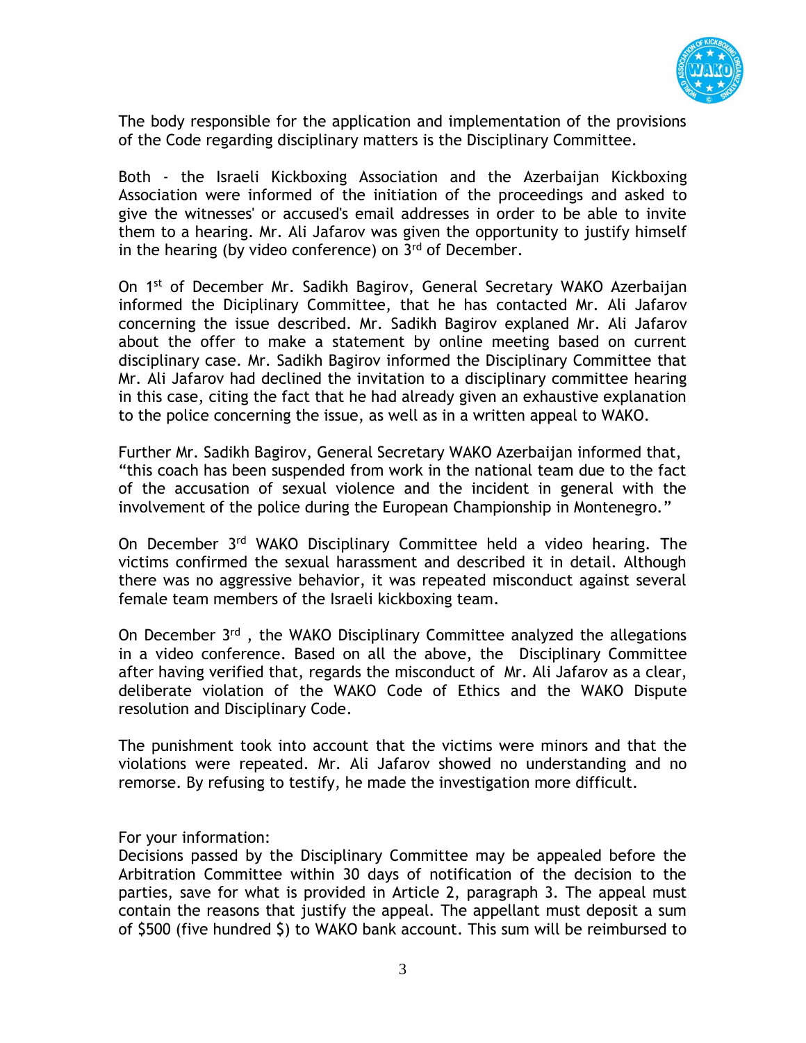The body responsible for the application and implementation of the provisions of the Code regarding disciplinary matters is the Disciplinary Committee.

Both - the Israeli Kickboxing Association and the Azerbaijan Kickboxing Association were informed of the initiation of the proceedings and asked to give the witnesses' or accused's email addresses in order to be able to invite them to a hearing. Mr. Ali Jafarov was given the opportunity to justify himself in the hearing (by video conference) on 3rd of December.

On 1st of December Mr. Sadikh Bagirov, General Secretary WAKO Azerbaijan informed the Diciplinary Committee, that he has contacted Mr. Ali Jafarov concerning the issue described. Mr. Sadikh Bagirov explaned Mr. Ali Jafarov about the offer to make a statement by online meeting based on current disciplinary case. Mr. Sadikh Bagirov informed the Disciplinary Committee that Mr. Ali Jafarov had declined the invitation to a disciplinary committee hearing in this case, citing the fact that he had already given an exhaustive explanation to the police concerning the issue, as well as in a written appeal to WAKO.

Further Mr. Sadikh Bagirov, General Secretary WAKO Azerbaijan informed that, "this coach has been suspended from work in the national team due to the fact of the accusation of sexual violence and the incident in general with the involvement of the police during the European Championship in Montenegro."

On December 3rd WAKO Disciplinary Committee held a video hearing. The victims confirmed the sexual harassment and described it in detail. Although there was no aggressive behavior, it was repeated misconduct against several female team members of the Israeli kickboxing team.

On December 3rd , the WAKO Disciplinary Committee analyzed the allegations in a video conference. Based on all the above, the Disciplinary Committee after having verified that, regards the misconduct of Mr. Ali Jafarov as a clear, deliberate violation of the WAKO Code of Ethics and the WAKO Dispute resolution and Disciplinary Code.

The punishment took into account that the victims were minors and that the violations were repeated. Mr. Ali Jafarov showed no understanding and no remorse. By refusing to testify, he made the investigation more difficult.

For your information:
Decisions passed by the Disciplinary Committee may be appealed before the Arbitration Committee within 30 days of notification of the decision to the parties, save for what is provided in Article 2, paragraph 3. The appeal must contain the reasons that justify the appeal. The appellant must deposit a sum of $500 (five hundred $) to WAKO bank account. This sum will be reimbursed to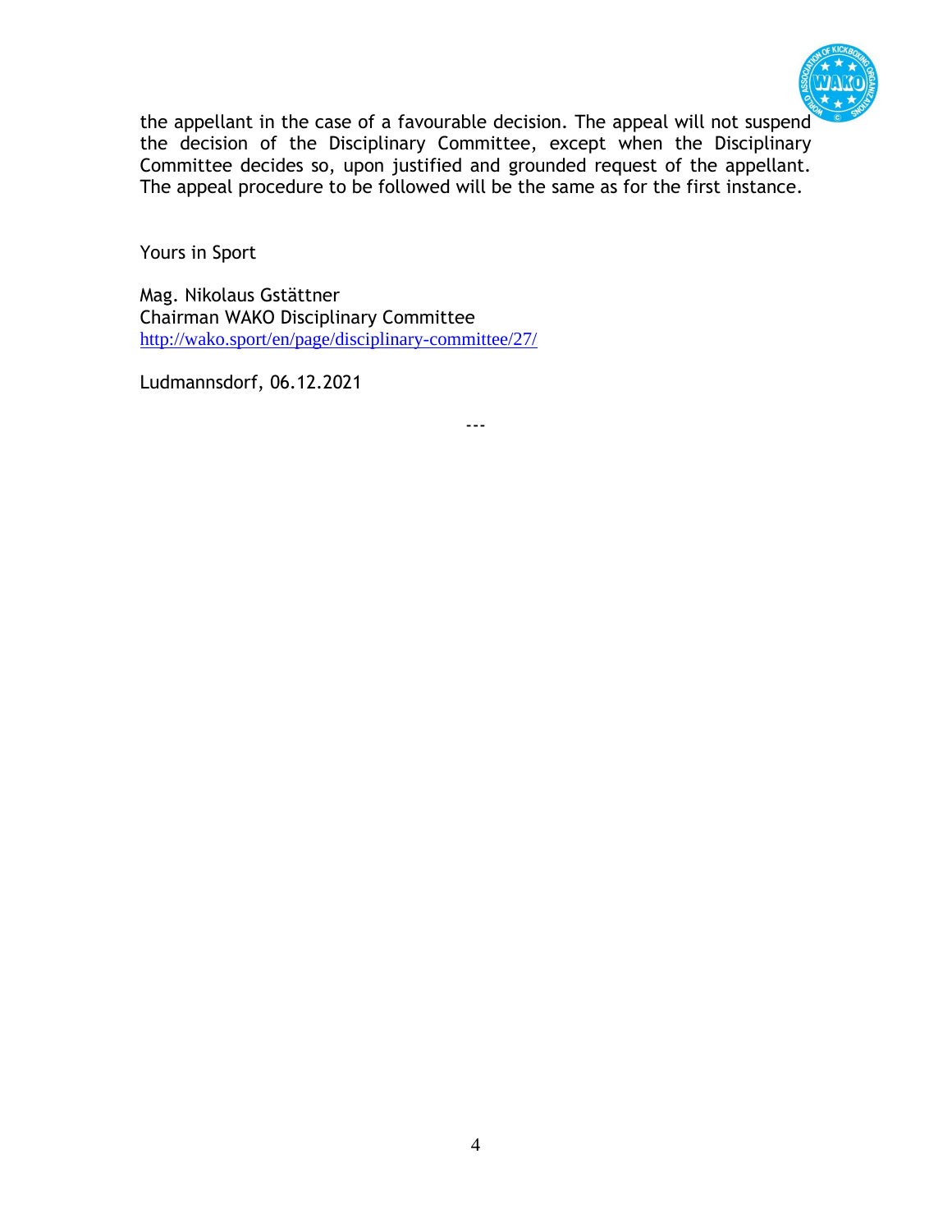the appellant in the case of a favourable decision. The appeal will not suspend the decision of the Disciplinary Committee, except when the Disciplinary Committee decides so, upon justified and grounded request of the appellant. The appeal procedure to be followed will be the same as for the first instance.

Yours in Sport

Mag. Nikolaus Gstättner
Chairman WAKO Disciplinary Committee
http://wako.sport/en/page/disciplinary-committee/27/

Ludmannsdorf, 06.12.2021

---